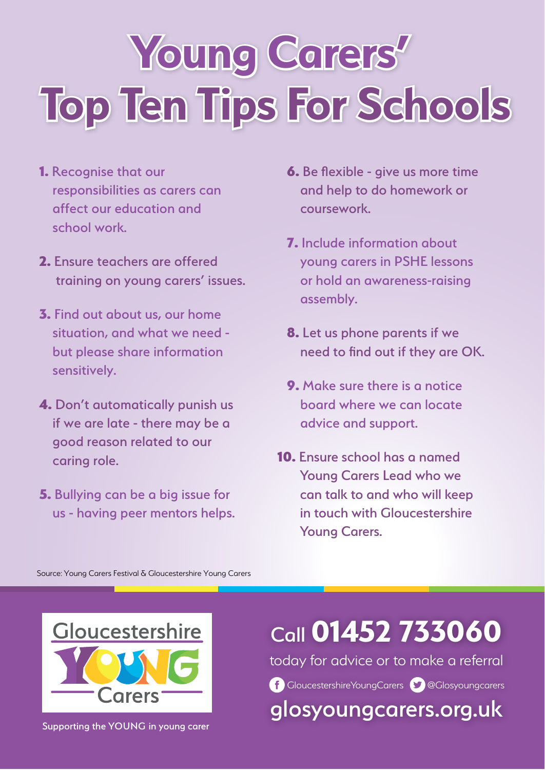# Young Carers' Top Ten Tips For Schools

1. Recognise that our responsibilities as carers can affect our education and school work.
2. Ensure teachers are offered training on young carers' issues.
3. Find out about us, our home situation, and what we need - but please share information sensitively.
4. Don't automatically punish us if we are late - there may be a good reason related to our caring role.
5. Bullying can be a big issue for us - having peer mentors helps.
6. Be flexible - give us more time and help to do homework or coursework.
7. Include information about young carers in PSHE lessons or hold an awareness-raising assembly.
8. Let us phone parents if we need to find out if they are OK.
9. Make sure there is a notice board where we can locate advice and support.
10. Ensure school has a named Young Carers Lead who we can talk to and who will keep in touch with Gloucestershire Young Carers.

Source: Young Carers Festival & Gloucestershire Young Carers

Gloucestershire YOUNG Carers

Supporting the YOUNG in young carer

Call **01452 733060**

today for advice or to make a referral

GloucestershireYoungCarers @Glosyoungcarers

glosyoungcarers.org.uk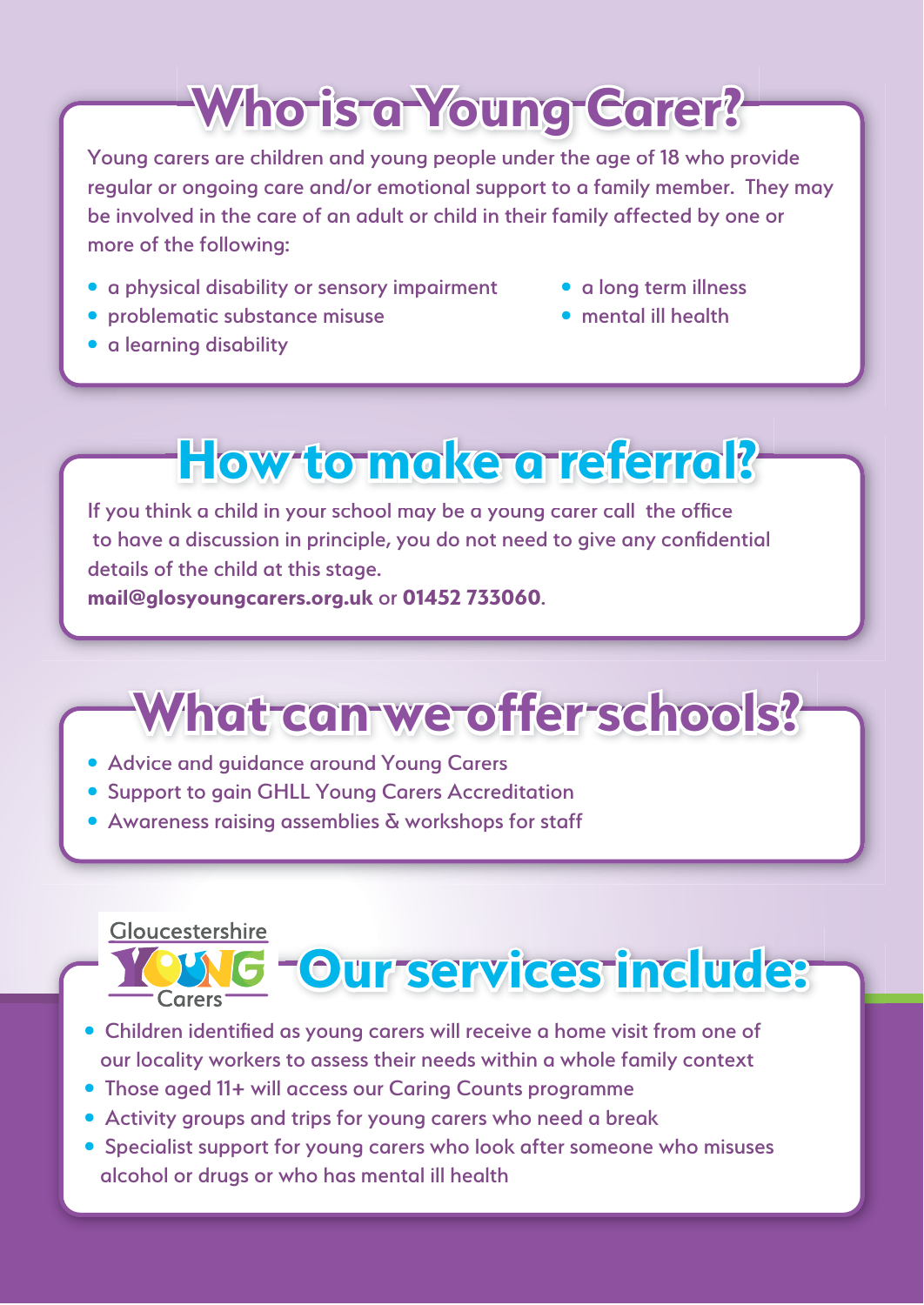## Who is a Young Carer?

Young carers are children and young people under the age of 18 who provide regular or ongoing care and/or emotional support to a family member. They may be involved in the care of an adult or child in their family affected by one or more of the following:

- a physical disability or sensory impairment
- problematic substance misuse
- a learning disability
- a long term illness
- mental ill health

## How to make a referral?

If you think a child in your school may be a young carer call the office to have a discussion in principle, you do not need to give any confidential details of the child at this stage.
**mail@glosyoungcarers.org.uk** or **01452 733060**.

## What can we offer schools?

- Advice and guidance around Young Carers
- Support to gain GHLL Young Carers Accreditation
- Awareness raising assemblies & workshops for staff

Gloucestershire YOUNG Carers

## Our services include:

- Children identified as young carers will receive a home visit from one of our locality workers to assess their needs within a whole family context
- Those aged 11+ will access our Caring Counts programme
- Activity groups and trips for young carers who need a break
- Specialist support for young carers who look after someone who misuses alcohol or drugs or who has mental ill health